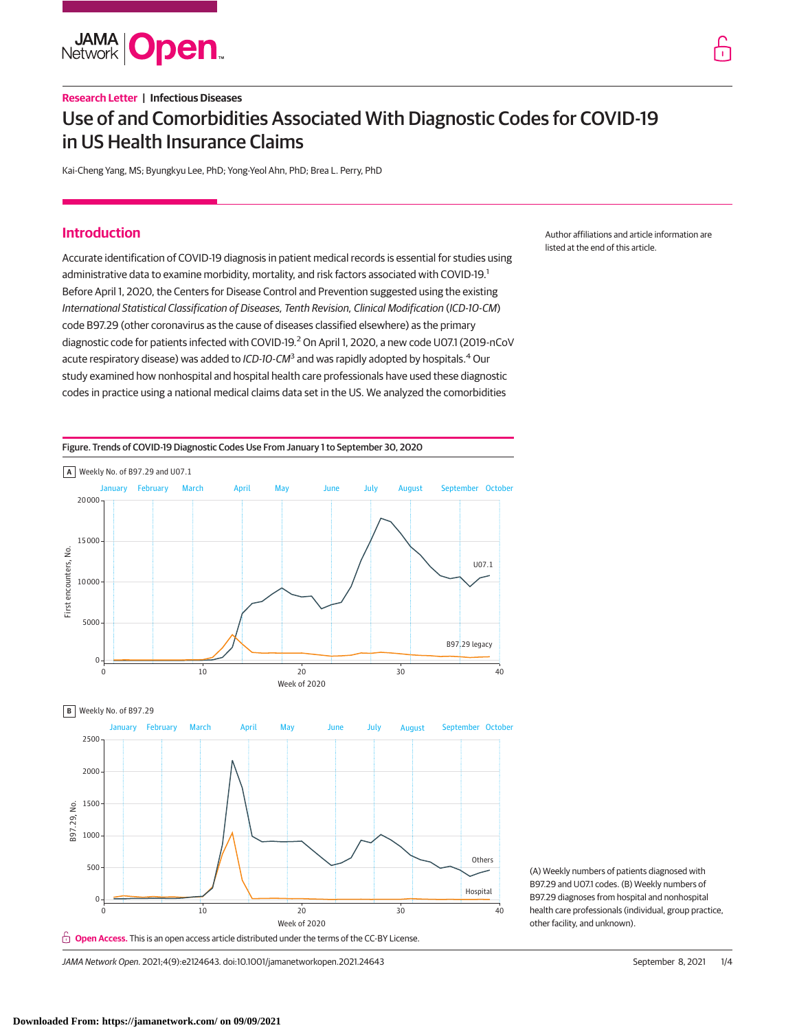Research Letter | Infectious Diseases

# Use of and Comorbidities Associated With Diagnostic Codes for COVID-19 in US Health Insurance Claims

Kai-Cheng Yang, MS; Byungkyu Lee, PhD; Yong-Yeol Ahn, PhD; Brea L. Perry, PhD

## Introduction

Accurate identification of COVID-19 diagnosis in patient medical records is essential for studies using administrative data to examine morbidity, mortality, and risk factors associated with COVID-19.[1] Before April 1, 2020, the Centers for Disease Control and Prevention suggested using the existing *International Statistical Classification of Diseases, Tenth Revision, Clinical Modification* (*ICD-10-CM*) code B97.29 (other coronavirus as the cause of diseases classified elsewhere) as the primary diagnostic code for patients infected with COVID-19.[2] On April 1, 2020, a new code U07.1 (2019-nCoV acute respiratory disease) was added to *ICD-10-CM*[3] and was rapidly adopted by hospitals.[4] Our study examined how nonhospital and hospital health care professionals have used these diagnostic codes in practice using a national medical claims data set in the US. We analyzed the comorbidities

Author affiliations and article information are listed at the end of this article.

Figure. Trends of COVID-19 Diagnostic Codes Use From January 1 to September 30, 2020

(A) Weekly numbers of patients diagnosed with B97.29 and U07.1 codes. (B) Weekly numbers of B97.29 diagnoses from hospital and nonhospital health care professionals (individual, group practice, other facility, and unknown).

**Open Access.** This is an open access article distributed under the terms of the CC-BY License.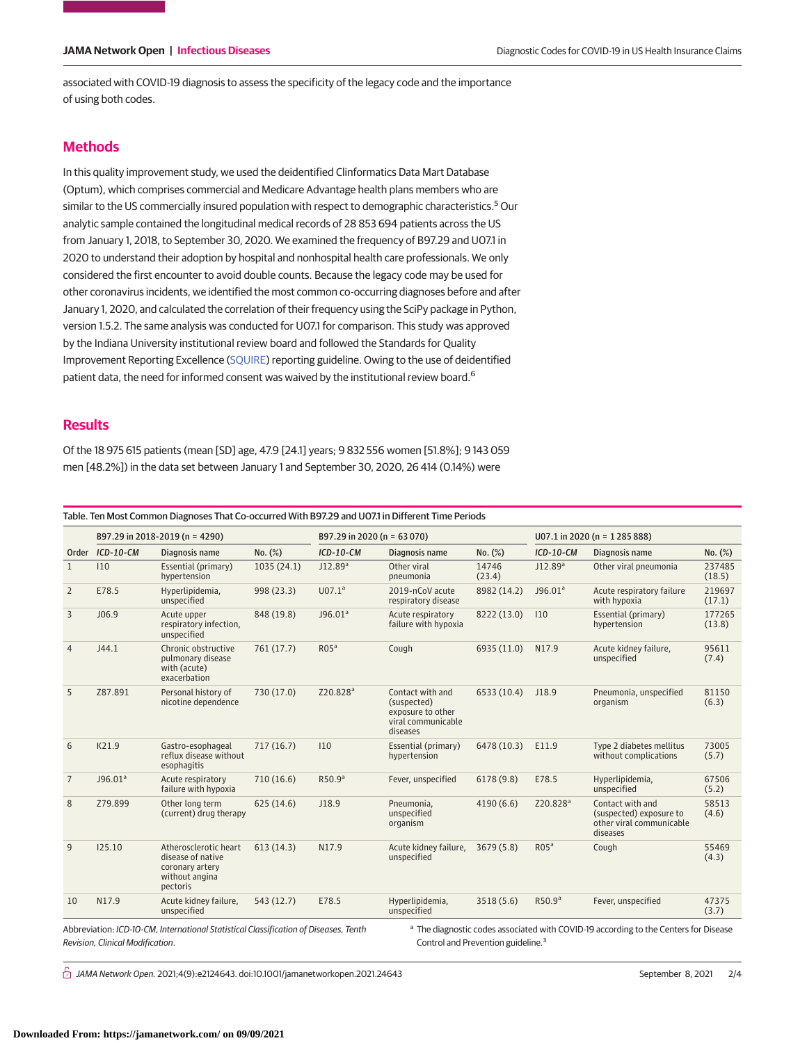associated with COVID-19 diagnosis to assess the specificity of the legacy code and the importance of using both codes.

## Methods

In this quality improvement study, we used the deidentified Clinformatics Data Mart Database (Optum), which comprises commercial and Medicare Advantage health plans members who are similar to the US commercially insured population with respect to demographic characteristics.[5] Our analytic sample contained the longitudinal medical records of 28 853 694 patients across the US from January 1, 2018, to September 30, 2020. We examined the frequency of B97.29 and U07.1 in 2020 to understand their adoption by hospital and nonhospital health care professionals. We only considered the first encounter to avoid double counts. Because the legacy code may be used for other coronavirus incidents, we identified the most common co-occurring diagnoses before and after January 1, 2020, and calculated the correlation of their frequency using the SciPy package in Python, version 1.5.2. The same analysis was conducted for U07.1 for comparison. This study was approved by the Indiana University institutional review board and followed the Standards for Quality Improvement Reporting Excellence (SQUIRE) reporting guideline. Owing to the use of deidentified patient data, the need for informed consent was waived by the institutional review board.[6]

## Results

Of the 18 975 615 patients (mean [SD] age, 47.9 [24.1] years; 9 832 556 women [51.8%]; 9 143 059 men [48.2%]) in the data set between January 1 and September 30, 2020, 26 414 (0.14%) were

Table. Ten Most Common Diagnoses That Co-occurred With B97.29 and U07.1 in Different Time Periods

| | B97.29 in 2018-2019 (n = 4290) | | | B97.29 in 2020 (n = 63 070) | | | U07.1 in 2020 (n = 1 285 888) | | |
|---|---|---|---|---|---|---|---|---|---|
| Order | *ICD-10-CM* | Diagnosis name | No. (%) | *ICD-10-CM* | Diagnosis name | No. (%) | *ICD-10-CM* | Diagnosis name | No. (%) |
| 1 | I10 | Essential (primary) hypertension | 1035 (24.1) | J12.89[a] | Other viral pneumonia | 14746 (23.4) | J12.89[a] | Other viral pneumonia | 237485 (18.5) |
| 2 | E78.5 | Hyperlipidemia, unspecified | 998 (23.3) | U07.1[a] | 2019-nCoV acute respiratory disease | 8982 (14.2) | J96.01[a] | Acute respiratory failure with hypoxia | 219697 (17.1) |
| 3 | J06.9 | Acute upper respiratory infection, unspecified | 848 (19.8) | J96.01[a] | Acute respiratory failure with hypoxia | 8222 (13.0) | I10 | Essential (primary) hypertension | 177265 (13.8) |
| 4 | J44.1 | Chronic obstructive pulmonary disease with (acute) exacerbation | 761 (17.7) | R05[a] | Cough | 6935 (11.0) | N17.9 | Acute kidney failure, unspecified | 95611 (7.4) |
| 5 | Z87.891 | Personal history of nicotine dependence | 730 (17.0) | Z20.828[a] | Contact with and (suspected) exposure to other viral communicable diseases | 6533 (10.4) | J18.9 | Pneumonia, unspecified organism | 81150 (6.3) |
| 6 | K21.9 | Gastro-esophageal reflux disease without esophagitis | 717 (16.7) | I10 | Essential (primary) hypertension | 6478 (10.3) | E11.9 | Type 2 diabetes mellitus without complications | 73005 (5.7) |
| 7 | J96.01[a] | Acute respiratory failure with hypoxia | 710 (16.6) | R50.9[a] | Fever, unspecified | 6178 (9.8) | E78.5 | Hyperlipidemia, unspecified | 67506 (5.2) |
| 8 | Z79.899 | Other long term (current) drug therapy | 625 (14.6) | J18.9 | Pneumonia, unspecified organism | 4190 (6.6) | Z20.828[a] | Contact with and (suspected) exposure to other viral communicable diseases | 58513 (4.6) |
| 9 | I25.10 | Atherosclerotic heart disease of native coronary artery without angina pectoris | 613 (14.3) | N17.9 | Acute kidney failure, unspecified | 3679 (5.8) | R05[a] | Cough | 55469 (4.3) |
| 10 | N17.9 | Acute kidney failure, unspecified | 543 (12.7) | E78.5 | Hyperlipidemia, unspecified | 3518 (5.6) | R50.9[a] | Fever, unspecified | 47375 (3.7) |

Abbreviation: *ICD-10-CM*, *International Statistical Classification of Diseases, Tenth Revision, Clinical Modification*.

[a] The diagnostic codes associated with COVID-19 according to the Centers for Disease Control and Prevention guideline.[3]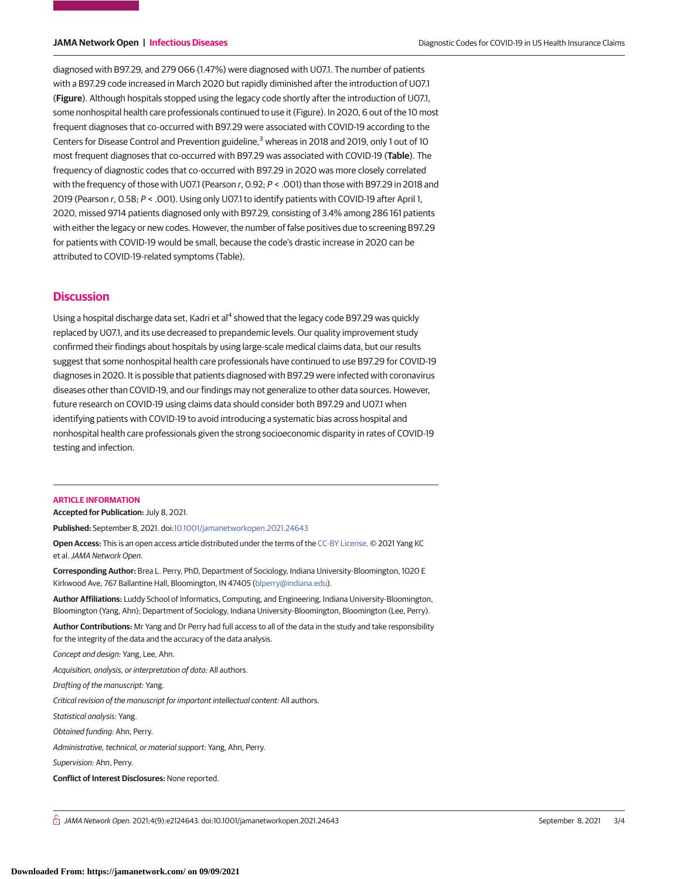diagnosed with B97.29, and 279 066 (1.47%) were diagnosed with U07.1. The number of patients with a B97.29 code increased in March 2020 but rapidly diminished after the introduction of U07.1 (**Figure**). Although hospitals stopped using the legacy code shortly after the introduction of U07.1, some nonhospital health care professionals continued to use it (Figure). In 2020, 6 out of the 10 most frequent diagnoses that co-occurred with B97.29 were associated with COVID-19 according to the Centers for Disease Control and Prevention guideline,[3] whereas in 2018 and 2019, only 1 out of 10 most frequent diagnoses that co-occurred with B97.29 was associated with COVID-19 (**Table**). The frequency of diagnostic codes that co-occurred with B97.29 in 2020 was more closely correlated with the frequency of those with U07.1 (Pearson $r$, 0.92; $P < .001$) than those with B97.29 in 2018 and 2019 (Pearson $r$, 0.58; $P < .001$). Using only U07.1 to identify patients with COVID-19 after April 1, 2020, missed 9714 patients diagnosed only with B97.29, consisting of 3.4% among 286 161 patients with either the legacy or new codes. However, the number of false positives due to screening B97.29 for patients with COVID-19 would be small, because the code's drastic increase in 2020 can be attributed to COVID-19-related symptoms (Table).

## Discussion

Using a hospital discharge data set, Kadri et al[4] showed that the legacy code B97.29 was quickly replaced by U07.1, and its use decreased to prepandemic levels. Our quality improvement study confirmed their findings about hospitals by using large-scale medical claims data, but our results suggest that some nonhospital health care professionals have continued to use B97.29 for COVID-19 diagnoses in 2020. It is possible that patients diagnosed with B97.29 were infected with coronavirus diseases other than COVID-19, and our findings may not generalize to other data sources. However, future research on COVID-19 using claims data should consider both B97.29 and U07.1 when identifying patients with COVID-19 to avoid introducing a systematic bias across hospital and nonhospital health care professionals given the strong socioeconomic disparity in rates of COVID-19 testing and infection.

### ARTICLE INFORMATION

**Accepted for Publication:** July 8, 2021.

**Published:** September 8, 2021. doi:10.1001/jamanetworkopen.2021.24643

**Open Access:** This is an open access article distributed under the terms of the CC-BY License. © 2021 Yang KC et al. *JAMA Network Open*.

**Corresponding Author:** Brea L. Perry, PhD, Department of Sociology, Indiana University-Bloomington, 1020 E Kirkwood Ave, 767 Ballantine Hall, Bloomington, IN 47405 (blperry@indiana.edu).

**Author Affiliations:** Luddy School of Informatics, Computing, and Engineering, Indiana University-Bloomington, Bloomington (Yang, Ahn); Department of Sociology, Indiana University-Bloomington, Bloomington (Lee, Perry).

**Author Contributions:** Mr Yang and Dr Perry had full access to all of the data in the study and take responsibility for the integrity of the data and the accuracy of the data analysis.

*Concept and design:* Yang, Lee, Ahn.

*Acquisition, analysis, or interpretation of data:* All authors.

*Drafting of the manuscript:* Yang.

*Critical revision of the manuscript for important intellectual content:* All authors.

*Statistical analysis:* Yang.

*Obtained funding:* Ahn, Perry.

*Administrative, technical, or material support:* Yang, Ahn, Perry.

*Supervision:* Ahn, Perry.

**Conflict of Interest Disclosures:** None reported.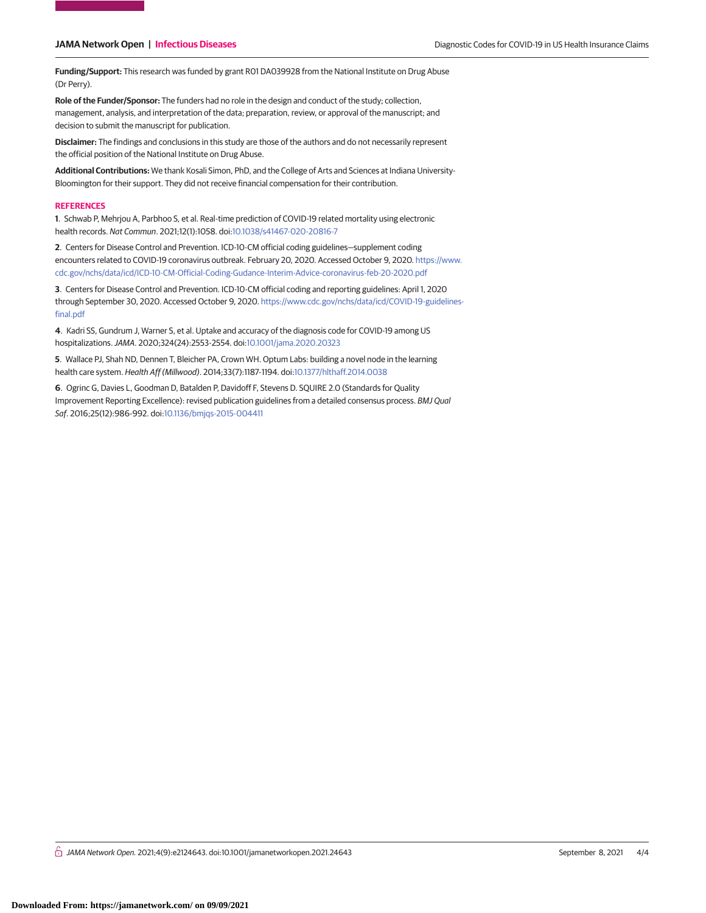**Funding/Support:** This research was funded by grant R01 DA039928 from the National Institute on Drug Abuse (Dr Perry).

**Role of the Funder/Sponsor:** The funders had no role in the design and conduct of the study; collection, management, analysis, and interpretation of the data; preparation, review, or approval of the manuscript; and decision to submit the manuscript for publication.

**Disclaimer:** The findings and conclusions in this study are those of the authors and do not necessarily represent the official position of the National Institute on Drug Abuse.

**Additional Contributions:** We thank Kosali Simon, PhD, and the College of Arts and Sciences at Indiana University-Bloomington for their support. They did not receive financial compensation for their contribution.

## REFERENCES

**1**. Schwab P, Mehrjou A, Parbhoo S, et al. Real-time prediction of COVID-19 related mortality using electronic health records. *Nat Commun*. 2021;12(1):1058. doi:10.1038/s41467-020-20816-7

**2**. Centers for Disease Control and Prevention. ICD-10-CM official coding guidelines—supplement coding encounters related to COVID-19 coronavirus outbreak. February 20, 2020. Accessed October 9, 2020. https://www.cdc.gov/nchs/data/icd/ICD-10-CM-Official-Coding-Gudance-Interim-Advice-coronavirus-feb-20-2020.pdf

**3**. Centers for Disease Control and Prevention. ICD-10-CM official coding and reporting guidelines: April 1, 2020 through September 30, 2020. Accessed October 9, 2020. https://www.cdc.gov/nchs/data/icd/COVID-19-guidelines-final.pdf

**4**. Kadri SS, Gundrum J, Warner S, et al. Uptake and accuracy of the diagnosis code for COVID-19 among US hospitalizations. *JAMA*. 2020;324(24):2553-2554. doi:10.1001/jama.2020.20323

**5**. Wallace PJ, Shah ND, Dennen T, Bleicher PA, Crown WH. Optum Labs: building a novel node in the learning health care system. *Health Aff (Millwood)*. 2014;33(7):1187-1194. doi:10.1377/hlthaff.2014.0038

**6**. Ogrinc G, Davies L, Goodman D, Batalden P, Davidoff F, Stevens D. SQUIRE 2.0 (Standards for Quality Improvement Reporting Excellence): revised publication guidelines from a detailed consensus process. *BMJ Qual Saf*. 2016;25(12):986-992. doi:10.1136/bmjqs-2015-004411